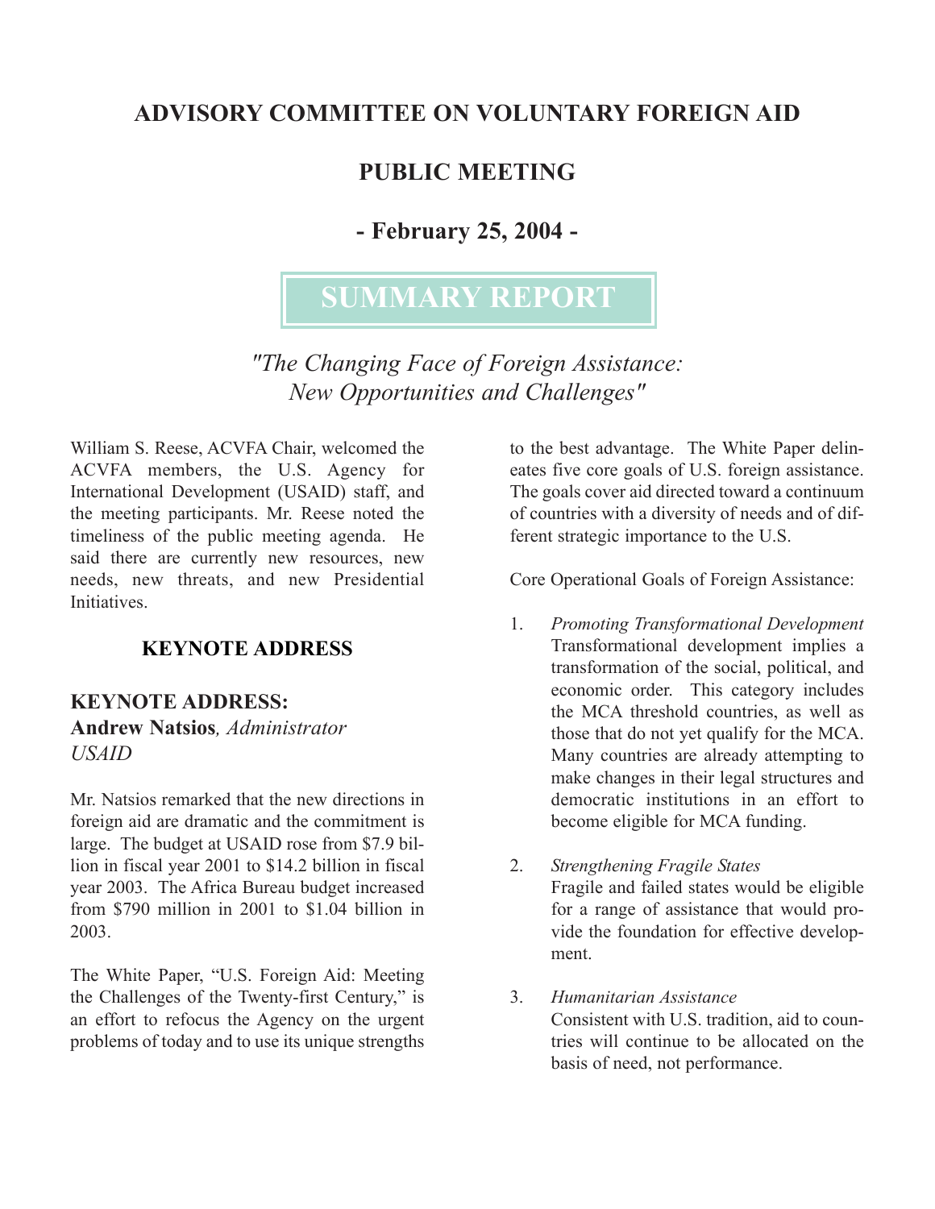# ADVISORY COMMITTEE ON VOLUNTARY FOREIGN AID

## PUBLIC MEETING

## - February 25, 2004 -

## SUMMARY REPORT

*"The Changing Face of Foreign Assistance: New Opportunities and Challenges"*

William S. Reese, ACVFA Chair, welcomed the ACVFA members, the U.S. Agency for International Development (USAID) staff, and the meeting participants. Mr. Reese noted the timeliness of the public meeting agenda. He said there are currently new resources, new needs, new threats, and new Presidential Initiatives.

### KEYNOTE ADDRESS

### KEYNOTE ADDRESS:
**Andrew Natsios***, Administrator*
*USAID*

Mr. Natsios remarked that the new directions in foreign aid are dramatic and the commitment is large. The budget at USAID rose from $7.9 billion in fiscal year 2001 to $14.2 billion in fiscal year 2003. The Africa Bureau budget increased from $790 million in 2001 to $1.04 billion in 2003.

The White Paper, "U.S. Foreign Aid: Meeting the Challenges of the Twenty-first Century," is an effort to refocus the Agency on the urgent problems of today and to use its unique strengths to the best advantage. The White Paper delineates five core goals of U.S. foreign assistance. The goals cover aid directed toward a continuum of countries with a diversity of needs and of different strategic importance to the U.S.

Core Operational Goals of Foreign Assistance:

1. *Promoting Transformational Development*
   Transformational development implies a transformation of the social, political, and economic order. This category includes the MCA threshold countries, as well as those that do not yet qualify for the MCA. Many countries are already attempting to make changes in their legal structures and democratic institutions in an effort to become eligible for MCA funding.

2. *Strengthening Fragile States*
   Fragile and failed states would be eligible for a range of assistance that would provide the foundation for effective development.

3. *Humanitarian Assistance*
   Consistent with U.S. tradition, aid to countries will continue to be allocated on the basis of need, not performance.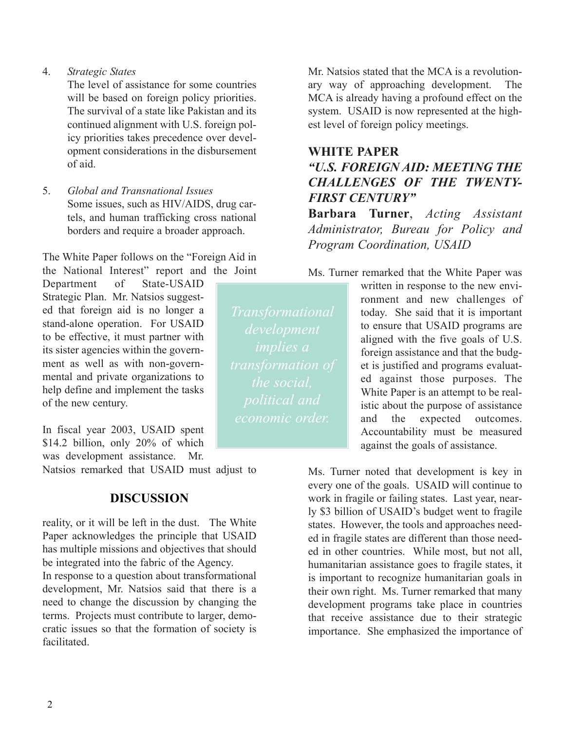4. *Strategic States*
   The level of assistance for some countries will be based on foreign policy priorities. The survival of a state like Pakistan and its continued alignment with U.S. foreign policy priorities takes precedence over development considerations in the disbursement of aid.

5. *Global and Transnational Issues*
   Some issues, such as HIV/AIDS, drug cartels, and human trafficking cross national borders and require a broader approach.

The White Paper follows on the "Foreign Aid in the National Interest" report and the Joint Department of State-USAID Strategic Plan. Mr. Natsios suggested that foreign aid is no longer a stand-alone operation. For USAID to be effective, it must partner with its sister agencies within the government as well as with non-governmental and private organizations to help define and implement the tasks of the new century.

In fiscal year 2003, USAID spent $14.2 billion, only 20% of which was development assistance. Mr. Natsios remarked that USAID must adjust to reality, or it will be left in the dust. The White Paper acknowledges the principle that USAID has multiple missions and objectives that should be integrated into the fabric of the Agency.

> *Transformational development implies a transformation of the social, political and economic order.*

## DISCUSSION

In response to a question about transformational development, Mr. Natsios said that there is a need to change the discussion by changing the terms. Projects must contribute to larger, democratic issues so that the formation of society is facilitated.

Mr. Natsios stated that the MCA is a revolutionary way of approaching development. The MCA is already having a profound effect on the system. USAID is now represented at the highest level of foreign policy meetings.

## WHITE PAPER
### *"U.S. FOREIGN AID: MEETING THE CHALLENGES OF THE TWENTY-FIRST CENTURY"*

**Barbara Turner**, *Acting Assistant Administrator, Bureau for Policy and Program Coordination, USAID*

Ms. Turner remarked that the White Paper was written in response to the new environment and new challenges of today. She said that it is important to ensure that USAID programs are aligned with the five goals of U.S. foreign assistance and that the budget is justified and programs evaluated against those purposes. The White Paper is an attempt to be realistic about the purpose of assistance and the expected outcomes. Accountability must be measured against the goals of assistance.

Ms. Turner noted that development is key in every one of the goals. USAID will continue to work in fragile or failing states. Last year, nearly $3 billion of USAID's budget went to fragile states. However, the tools and approaches needed in fragile states are different than those needed in other countries. While most, but not all, humanitarian assistance goes to fragile states, it is important to recognize humanitarian goals in their own right. Ms. Turner remarked that many development programs take place in countries that receive assistance due to their strategic importance. She emphasized the importance of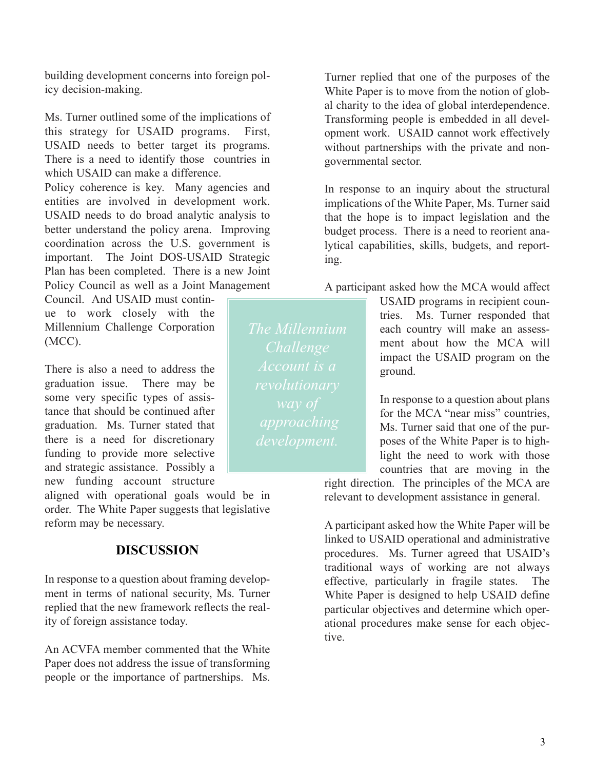building development concerns into foreign policy decision-making.

Ms. Turner outlined some of the implications of this strategy for USAID programs. First, USAID needs to better target its programs. There is a need to identify those countries in which USAID can make a difference.

Policy coherence is key. Many agencies and entities are involved in development work. USAID needs to do broad analytic analysis to better understand the policy arena. Improving coordination across the U.S. government is important. The Joint DOS-USAID Strategic Plan has been completed. There is a new Joint Policy Council as well as a Joint Management Council. And USAID must continue to work closely with the Millennium Challenge Corporation (MCC).

There is also a need to address the graduation issue. There may be some very specific types of assistance that should be continued after graduation. Ms. Turner stated that there is a need for discretionary funding to provide more selective and strategic assistance. Possibly a new funding account structure aligned with operational goals would be in order. The White Paper suggests that legislative reform may be necessary.

> *The Millennium Challenge Account is a revolutionary way of approaching development.*

## DISCUSSION

In response to a question about framing development in terms of national security, Ms. Turner replied that the new framework reflects the reality of foreign assistance today.

An ACVFA member commented that the White Paper does not address the issue of transforming people or the importance of partnerships. Ms. Turner replied that one of the purposes of the White Paper is to move from the notion of global charity to the idea of global interdependence. Transforming people is embedded in all development work. USAID cannot work effectively without partnerships with the private and nongovernmental sector.

In response to an inquiry about the structural implications of the White Paper, Ms. Turner said that the hope is to impact legislation and the budget process. There is a need to reorient analytical capabilities, skills, budgets, and reporting.

A participant asked how the MCA would affect USAID programs in recipient countries. Ms. Turner responded that each country will make an assessment about how the MCA will impact the USAID program on the ground.

In response to a question about plans for the MCA "near miss" countries, Ms. Turner said that one of the purposes of the White Paper is to highlight the need to work with those countries that are moving in the right direction. The principles of the MCA are relevant to development assistance in general.

A participant asked how the White Paper will be linked to USAID operational and administrative procedures. Ms. Turner agreed that USAID's traditional ways of working are not always effective, particularly in fragile states. The White Paper is designed to help USAID define particular objectives and determine which operational procedures make sense for each objective.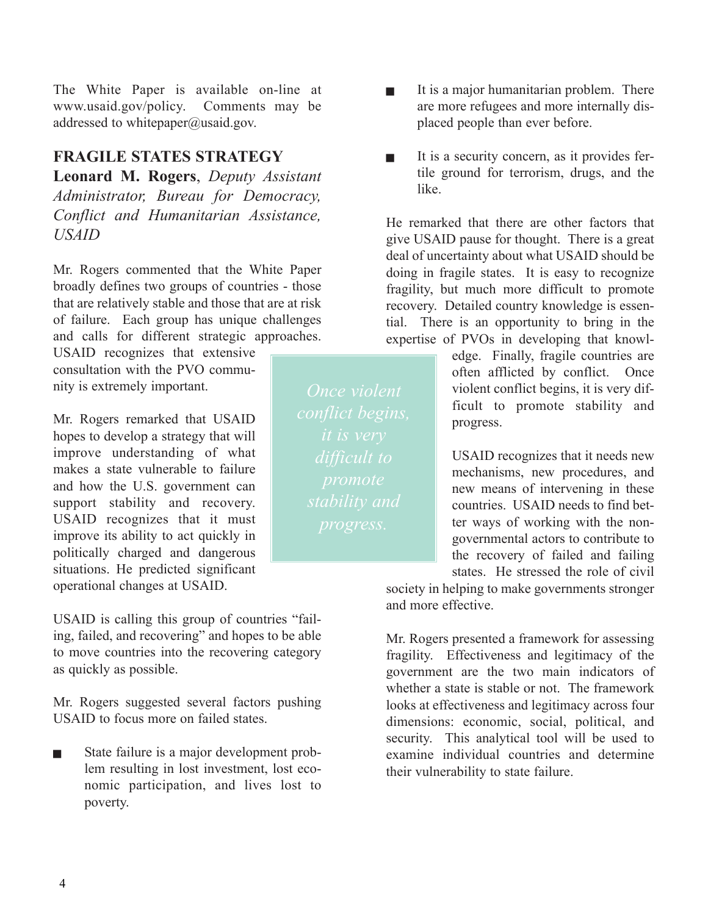The White Paper is available on-line at www.usaid.gov/policy. Comments may be addressed to whitepaper@usaid.gov.

## FRAGILE STATES STRATEGY

**Leonard M. Rogers**, *Deputy Assistant Administrator, Bureau for Democracy, Conflict and Humanitarian Assistance, USAID*

Mr. Rogers commented that the White Paper broadly defines two groups of countries - those that are relatively stable and those that are at risk of failure. Each group has unique challenges and calls for different strategic approaches. USAID recognizes that extensive consultation with the PVO community is extremely important.

Mr. Rogers remarked that USAID hopes to develop a strategy that will improve understanding of what makes a state vulnerable to failure and how the U.S. government can support stability and recovery. USAID recognizes that it must improve its ability to act quickly in politically charged and dangerous situations. He predicted significant operational changes at USAID.

USAID is calling this group of countries "failing, failed, and recovering" and hopes to be able to move countries into the recovering category as quickly as possible.

Mr. Rogers suggested several factors pushing USAID to focus more on failed states.

- State failure is a major development problem resulting in lost investment, lost economic participation, and lives lost to poverty.
- It is a major humanitarian problem. There are more refugees and more internally displaced people than ever before.
- It is a security concern, as it provides fertile ground for terrorism, drugs, and the like.

He remarked that there are other factors that give USAID pause for thought. There is a great deal of uncertainty about what USAID should be doing in fragile states. It is easy to recognize fragility, but much more difficult to promote recovery. Detailed country knowledge is essential. There is an opportunity to bring in the expertise of PVOs in developing that knowledge. Finally, fragile countries are often afflicted by conflict. Once violent conflict begins, it is very difficult to promote stability and progress.

*Once violent conflict begins, it is very difficult to promote stability and progress.*

USAID recognizes that it needs new mechanisms, new procedures, and new means of intervening in these countries. USAID needs to find better ways of working with the non-governmental actors to contribute to the recovery of failed and failing states. He stressed the role of civil society in helping to make governments stronger and more effective.

Mr. Rogers presented a framework for assessing fragility. Effectiveness and legitimacy of the government are the two main indicators of whether a state is stable or not. The framework looks at effectiveness and legitimacy across four dimensions: economic, social, political, and security. This analytical tool will be used to examine individual countries and determine their vulnerability to state failure.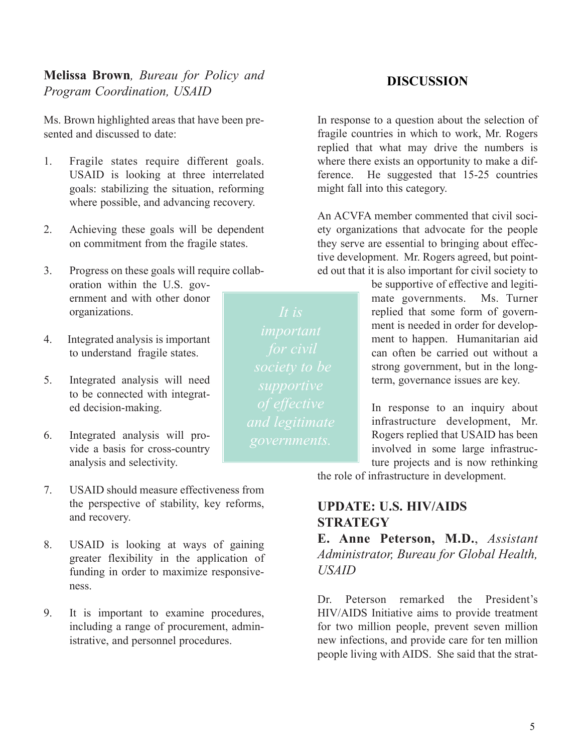**Melissa Brown**, *Bureau for Policy and Program Coordination, USAID*

Ms. Brown highlighted areas that have been presented and discussed to date:

1. Fragile states require different goals. USAID is looking at three interrelated goals: stabilizing the situation, reforming where possible, and advancing recovery.

2. Achieving these goals will be dependent on commitment from the fragile states.

3. Progress on these goals will require collaboration within the U.S. government and with other donor organizations.

4. Integrated analysis is important to understand fragile states.

5. Integrated analysis will need to be connected with integrated decision-making.

6. Integrated analysis will provide a basis for cross-country analysis and selectivity.

7. USAID should measure effectiveness from the perspective of stability, key reforms, and recovery.

8. USAID is looking at ways of gaining greater flexibility in the application of funding in order to maximize responsiveness.

9. It is important to examine procedures, including a range of procurement, administrative, and personnel procedures.

## DISCUSSION

In response to a question about the selection of fragile countries in which to work, Mr. Rogers replied that what may drive the numbers is where there exists an opportunity to make a difference. He suggested that 15-25 countries might fall into this category.

An ACVFA member commented that civil society organizations that advocate for the people they serve are essential to bringing about effective development. Mr. Rogers agreed, but pointed out that it is also important for civil society to be supportive of effective and legitimate governments. Ms. Turner replied that some form of government is needed in order for development to happen. Humanitarian aid can often be carried out without a strong government, but in the long-term, governance issues are key.

*It is important for civil society to be supportive of effective and legitimate governments.*

In response to an inquiry about infrastructure development, Mr. Rogers replied that USAID has been involved in some large infrastructure projects and is now rethinking the role of infrastructure in development.

## UPDATE: U.S. HIV/AIDS STRATEGY

**E. Anne Peterson, M.D.**, *Assistant Administrator, Bureau for Global Health, USAID*

Dr. Peterson remarked the President's HIV/AIDS Initiative aims to provide treatment for two million people, prevent seven million new infections, and provide care for ten million people living with AIDS. She said that the strat-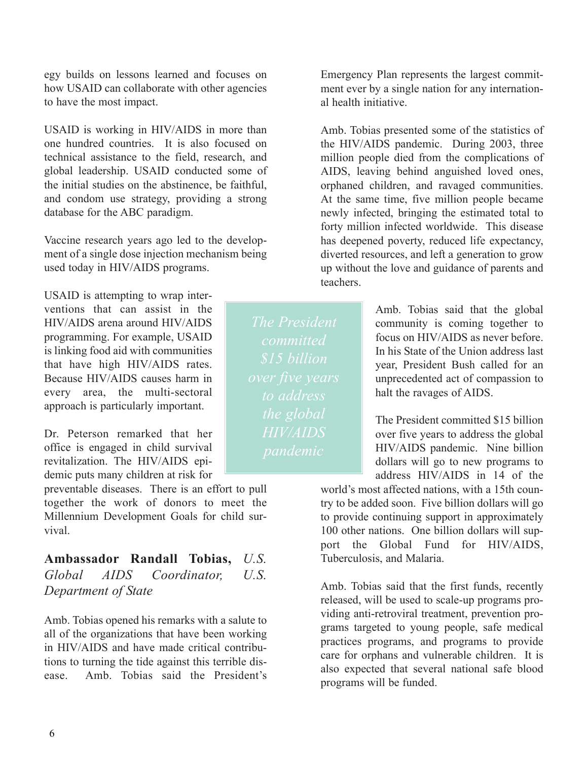egy builds on lessons learned and focuses on how USAID can collaborate with other agencies to have the most impact.

USAID is working in HIV/AIDS in more than one hundred countries. It is also focused on technical assistance to the field, research, and global leadership. USAID conducted some of the initial studies on the abstinence, be faithful, and condom use strategy, providing a strong database for the ABC paradigm.

Vaccine research years ago led to the development of a single dose injection mechanism being used today in HIV/AIDS programs.

USAID is attempting to wrap interventions that can assist in the HIV/AIDS arena around HIV/AIDS programming. For example, USAID is linking food aid with communities that have high HIV/AIDS rates. Because HIV/AIDS causes harm in every area, the multi-sectoral approach is particularly important.

Dr. Peterson remarked that her office is engaged in child survival revitalization. The HIV/AIDS epidemic puts many children at risk for preventable diseases. There is an effort to pull together the work of donors to meet the Millennium Development Goals for child survival.

### **Ambassador Randall Tobias,** *U.S. Global AIDS Coordinator, U.S. Department of State*

Amb. Tobias opened his remarks with a salute to all of the organizations that have been working in HIV/AIDS and have made critical contributions to turning the tide against this terrible disease. Amb. Tobias said the President's Emergency Plan represents the largest commitment ever by a single nation for any international health initiative.

Amb. Tobias presented some of the statistics of the HIV/AIDS pandemic. During 2003, three million people died from the complications of AIDS, leaving behind anguished loved ones, orphaned children, and ravaged communities. At the same time, five million people became newly infected, bringing the estimated total to forty million infected worldwide. This disease has deepened poverty, reduced life expectancy, diverted resources, and left a generation to grow up without the love and guidance of parents and teachers.

> *The President committed $15 billion over five years to address the global HIV/AIDS pandemic*

Amb. Tobias said that the global community is coming together to focus on HIV/AIDS as never before. In his State of the Union address last year, President Bush called for an unprecedented act of compassion to halt the ravages of AIDS.

The President committed $15 billion over five years to address the global HIV/AIDS pandemic. Nine billion dollars will go to new programs to address HIV/AIDS in 14 of the world's most affected nations, with a 15th country to be added soon. Five billion dollars will go to provide continuing support in approximately 100 other nations. One billion dollars will support the Global Fund for HIV/AIDS, Tuberculosis, and Malaria.

Amb. Tobias said that the first funds, recently released, will be used to scale-up programs providing anti-retroviral treatment, prevention programs targeted to young people, safe medical practices programs, and programs to provide care for orphans and vulnerable children. It is also expected that several national safe blood programs will be funded.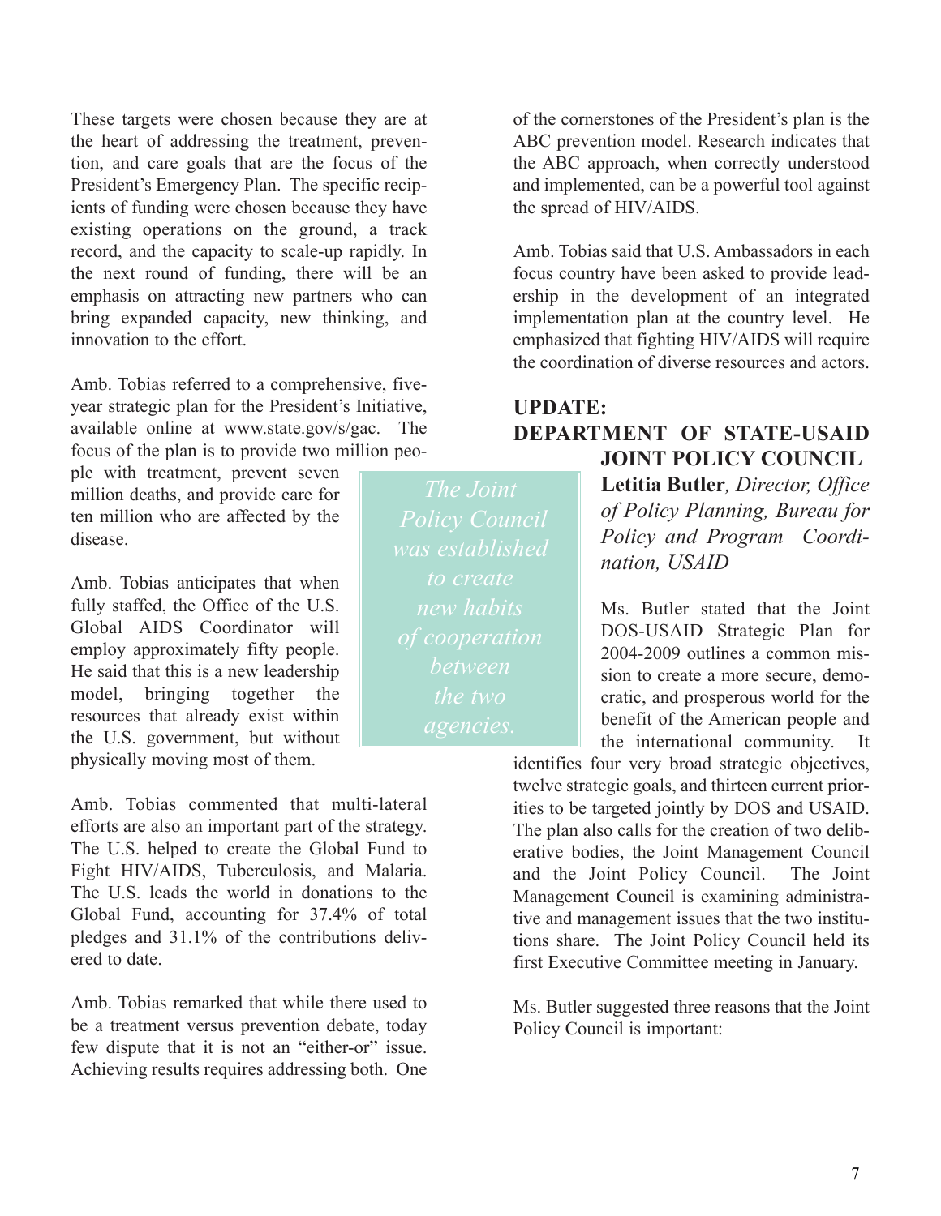These targets were chosen because they are at the heart of addressing the treatment, prevention, and care goals that are the focus of the President's Emergency Plan. The specific recipients of funding were chosen because they have existing operations on the ground, a track record, and the capacity to scale-up rapidly. In the next round of funding, there will be an emphasis on attracting new partners who can bring expanded capacity, new thinking, and innovation to the effort.

Amb. Tobias referred to a comprehensive, five-year strategic plan for the President's Initiative, available online at www.state.gov/s/gac. The focus of the plan is to provide two million people with treatment, prevent seven million deaths, and provide care for ten million who are affected by the disease.

Amb. Tobias anticipates that when fully staffed, the Office of the U.S. Global AIDS Coordinator will employ approximately fifty people. He said that this is a new leadership model, bringing together the resources that already exist within the U.S. government, but without physically moving most of them.

Amb. Tobias commented that multi-lateral efforts are also an important part of the strategy. The U.S. helped to create the Global Fund to Fight HIV/AIDS, Tuberculosis, and Malaria. The U.S. leads the world in donations to the Global Fund, accounting for 37.4% of total pledges and 31.1% of the contributions delivered to date.

Amb. Tobias remarked that while there used to be a treatment versus prevention debate, today few dispute that it is not an "either-or" issue. Achieving results requires addressing both. One of the cornerstones of the President's plan is the ABC prevention model. Research indicates that the ABC approach, when correctly understood and implemented, can be a powerful tool against the spread of HIV/AIDS.

Amb. Tobias said that U.S. Ambassadors in each focus country have been asked to provide leadership in the development of an integrated implementation plan at the country level. He emphasized that fighting HIV/AIDS will require the coordination of diverse resources and actors.

## UPDATE: DEPARTMENT OF STATE-USAID JOINT POLICY COUNCIL

**Letitia Butler**, *Director, Office of Policy Planning, Bureau for Policy and Program Coordination, USAID*

*The Joint Policy Council was established to create new habits of cooperation between the two agencies.*

Ms. Butler stated that the Joint DOS-USAID Strategic Plan for 2004-2009 outlines a common mission to create a more secure, democratic, and prosperous world for the benefit of the American people and the international community. It identifies four very broad strategic objectives, twelve strategic goals, and thirteen current priorities to be targeted jointly by DOS and USAID. The plan also calls for the creation of two deliberative bodies, the Joint Management Council and the Joint Policy Council. The Joint Management Council is examining administrative and management issues that the two institutions share. The Joint Policy Council held its first Executive Committee meeting in January.

Ms. Butler suggested three reasons that the Joint Policy Council is important: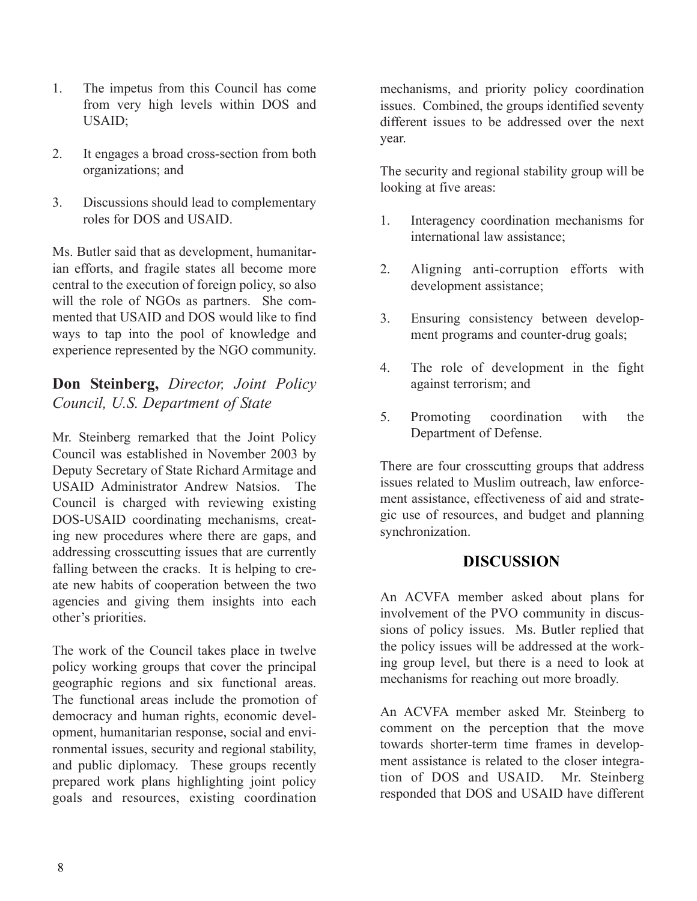1. The impetus from this Council has come from very high levels within DOS and USAID;

2. It engages a broad cross-section from both organizations; and

3. Discussions should lead to complementary roles for DOS and USAID.

Ms. Butler said that as development, humanitarian efforts, and fragile states all become more central to the execution of foreign policy, so also will the role of NGOs as partners. She commented that USAID and DOS would like to find ways to tap into the pool of knowledge and experience represented by the NGO community.

### **Don Steinberg,** *Director, Joint Policy Council, U.S. Department of State*

Mr. Steinberg remarked that the Joint Policy Council was established in November 2003 by Deputy Secretary of State Richard Armitage and USAID Administrator Andrew Natsios. The Council is charged with reviewing existing DOS-USAID coordinating mechanisms, creating new procedures where there are gaps, and addressing crosscutting issues that are currently falling between the cracks. It is helping to create new habits of cooperation between the two agencies and giving them insights into each other's priorities.

The work of the Council takes place in twelve policy working groups that cover the principal geographic regions and six functional areas. The functional areas include the promotion of democracy and human rights, economic development, humanitarian response, social and environmental issues, security and regional stability, and public diplomacy. These groups recently prepared work plans highlighting joint policy goals and resources, existing coordination mechanisms, and priority policy coordination issues. Combined, the groups identified seventy different issues to be addressed over the next year.

The security and regional stability group will be looking at five areas:

1. Interagency coordination mechanisms for international law assistance;

2. Aligning anti-corruption efforts with development assistance;

3. Ensuring consistency between development programs and counter-drug goals;

4. The role of development in the fight against terrorism; and

5. Promoting coordination with the Department of Defense.

There are four crosscutting groups that address issues related to Muslim outreach, law enforcement assistance, effectiveness of aid and strategic use of resources, and budget and planning synchronization.

## DISCUSSION

An ACVFA member asked about plans for involvement of the PVO community in discussions of policy issues. Ms. Butler replied that the policy issues will be addressed at the working group level, but there is a need to look at mechanisms for reaching out more broadly.

An ACVFA member asked Mr. Steinberg to comment on the perception that the move towards shorter-term time frames in development assistance is related to the closer integration of DOS and USAID. Mr. Steinberg responded that DOS and USAID have different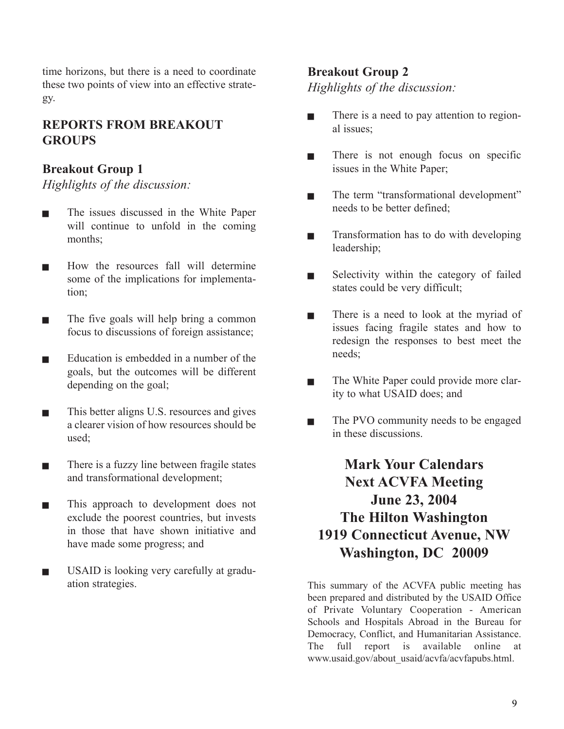time horizons, but there is a need to coordinate these two points of view into an effective strategy.

## REPORTS FROM BREAKOUT GROUPS

### Breakout Group 1

*Highlights of the discussion:*

- The issues discussed in the White Paper will continue to unfold in the coming months;
- How the resources fall will determine some of the implications for implementation;
- The five goals will help bring a common focus to discussions of foreign assistance;
- Education is embedded in a number of the goals, but the outcomes will be different depending on the goal;
- This better aligns U.S. resources and gives a clearer vision of how resources should be used;
- There is a fuzzy line between fragile states and transformational development;
- This approach to development does not exclude the poorest countries, but invests in those that have shown initiative and have made some progress; and
- USAID is looking very carefully at graduation strategies.

### Breakout Group 2

*Highlights of the discussion:*

- There is a need to pay attention to regional issues;
- There is not enough focus on specific issues in the White Paper;
- The term "transformational development" needs to be better defined;
- Transformation has to do with developing leadership;
- Selectivity within the category of failed states could be very difficult;
- There is a need to look at the myriad of issues facing fragile states and how to redesign the responses to best meet the needs;
- The White Paper could provide more clarity to what USAID does; and
- The PVO community needs to be engaged in these discussions.

**Mark Your Calendars**
**Next ACVFA Meeting**
**June 23, 2004**
**The Hilton Washington**
**1919 Connecticut Avenue, NW**
**Washington, DC 20009**

This summary of the ACVFA public meeting has been prepared and distributed by the USAID Office of Private Voluntary Cooperation - American Schools and Hospitals Abroad in the Bureau for Democracy, Conflict, and Humanitarian Assistance. The full report is available online at www.usaid.gov/about_usaid/acvfa/acvfapubs.html.